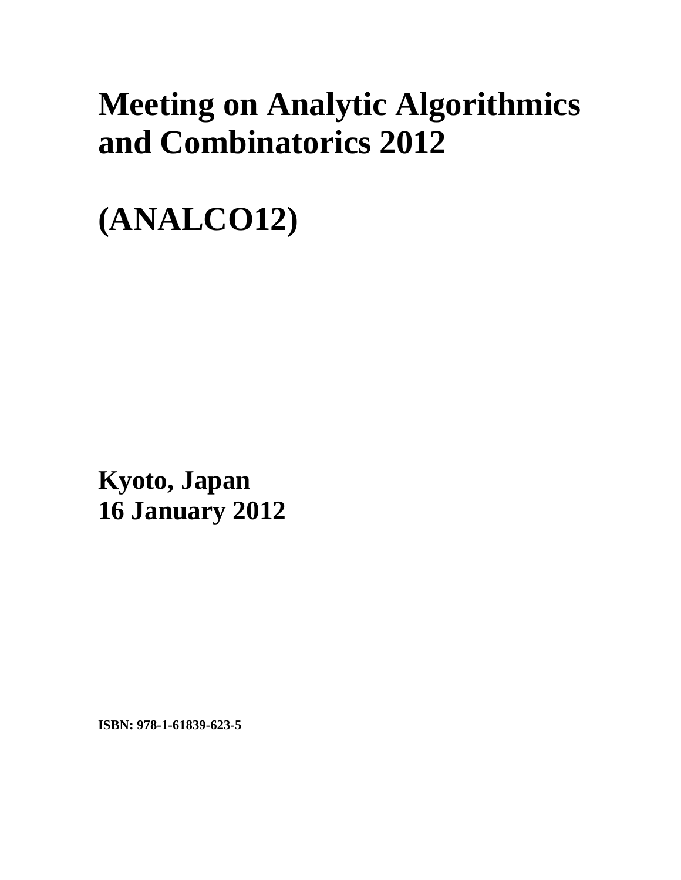# Meeting on Analytic Algorithmics and Combinatorics 2012

# (ANALCO12)

**Kyoto, Japan**
**16 January 2012**

**ISBN: 978-1-61839-623-5**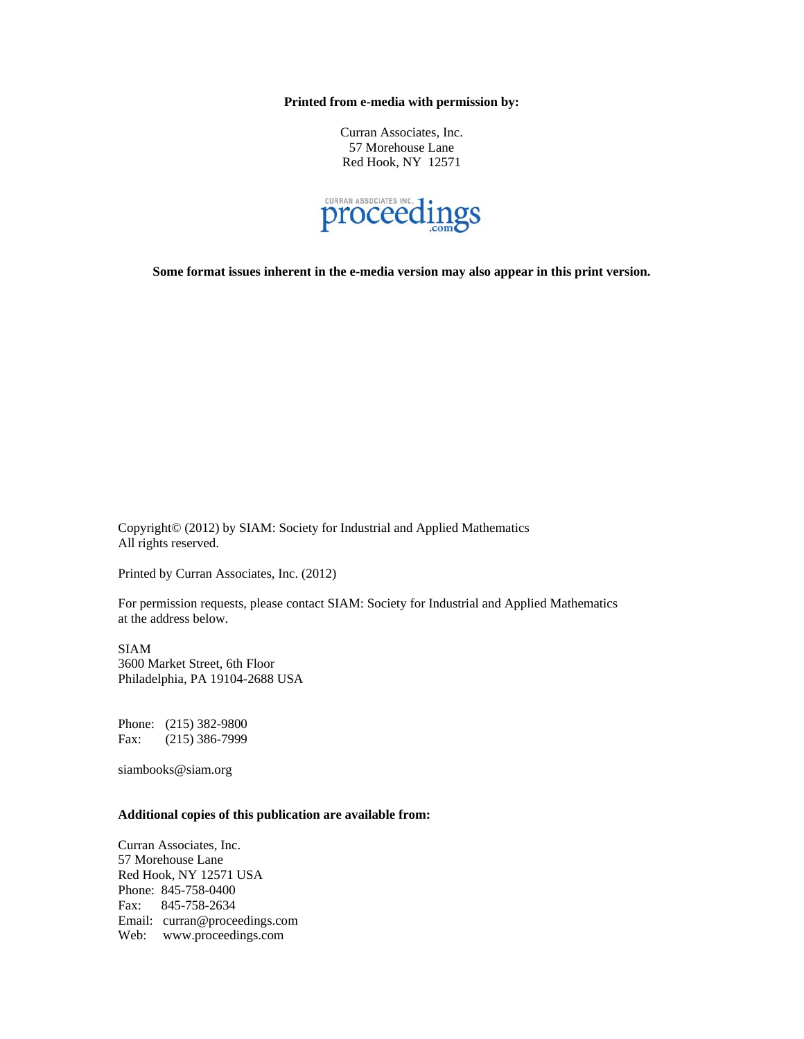**Printed from e-media with permission by:**

Curran Associates, Inc.
57 Morehouse Lane
Red Hook, NY 12571

CURRAN ASSOCIATES INC. proceedings.com

**Some format issues inherent in the e-media version may also appear in this print version.**

Copyright© (2012) by SIAM: Society for Industrial and Applied Mathematics
All rights reserved.

Printed by Curran Associates, Inc. (2012)

For permission requests, please contact SIAM: Society for Industrial and Applied Mathematics at the address below.

SIAM
3600 Market Street, 6th Floor
Philadelphia, PA 19104-2688 USA

Phone: (215) 382-9800
Fax: (215) 386-7999

siambooks@siam.org

**Additional copies of this publication are available from:**

Curran Associates, Inc.
57 Morehouse Lane
Red Hook, NY 12571 USA
Phone: 845-758-0400
Fax: 845-758-2634
Email: curran@proceedings.com
Web: www.proceedings.com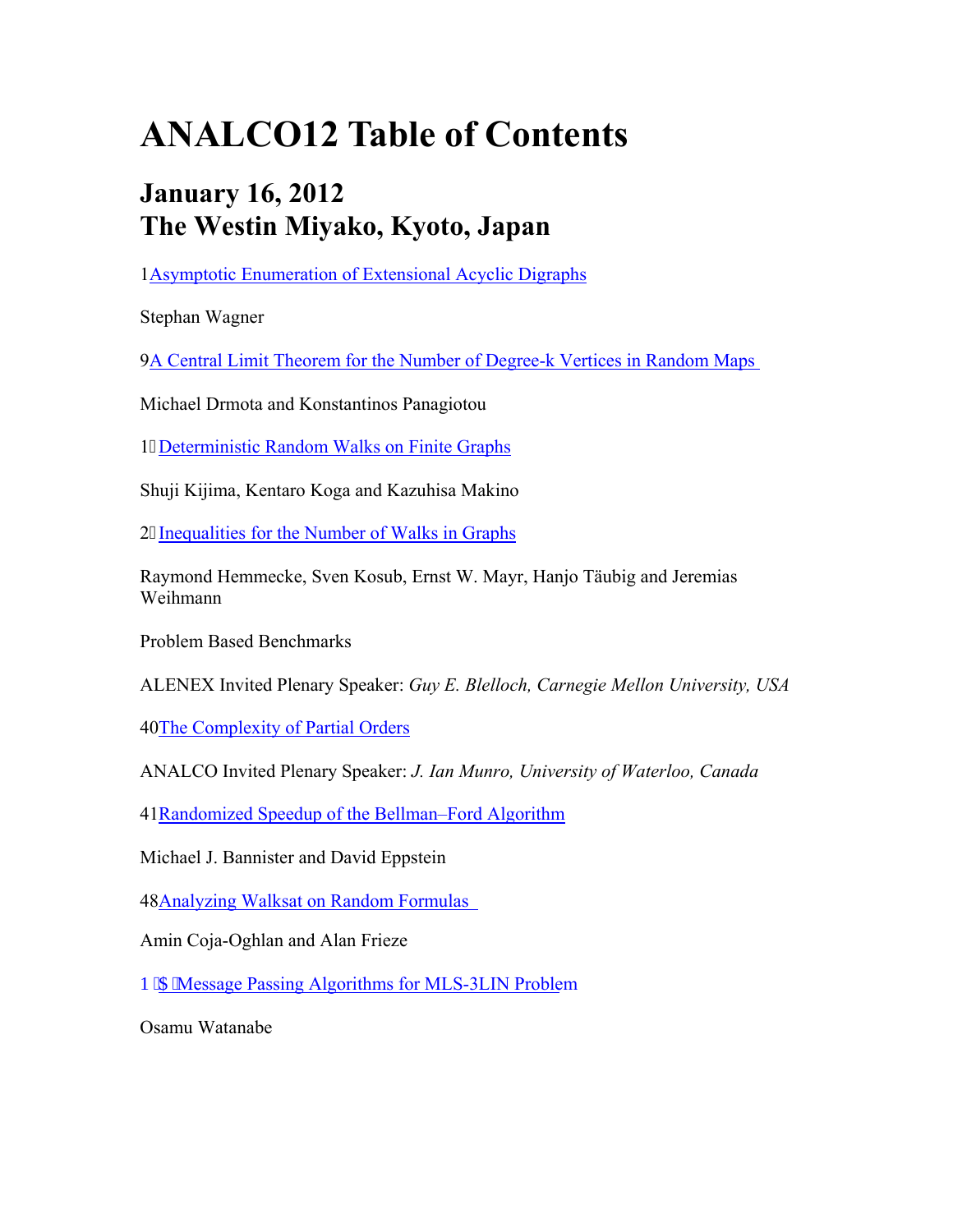# ANALCO12 Table of Contents

## January 16, 2012
## The Westin Miyako, Kyoto, Japan

1 Asymptotic Enumeration of Extensional Acyclic Digraphs

Stephan Wagner

9 A Central Limit Theorem for the Number of Degree-k Vertices in Random Maps

Michael Drmota and Konstantinos Panagiotou

1 Deterministic Random Walks on Finite Graphs

Shuji Kijima, Kentaro Koga and Kazuhisa Makino

2 Inequalities for the Number of Walks in Graphs

Raymond Hemmecke, Sven Kosub, Ernst W. Mayr, Hanjo Täubig and Jeremias Weihmann

Problem Based Benchmarks

ALENEX Invited Plenary Speaker: *Guy E. Blelloch, Carnegie Mellon University, USA*

40 The Complexity of Partial Orders

ANALCO Invited Plenary Speaker: *J. Ian Munro, University of Waterloo, Canada*

41 Randomized Speedup of the Bellman–Ford Algorithm

Michael J. Bannister and David Eppstein

48 Analyzing Walksat on Random Formulas

Amin Coja-Oghlan and Alan Frieze

1 $ Message Passing Algorithms for MLS-3LIN Problem

Osamu Watanabe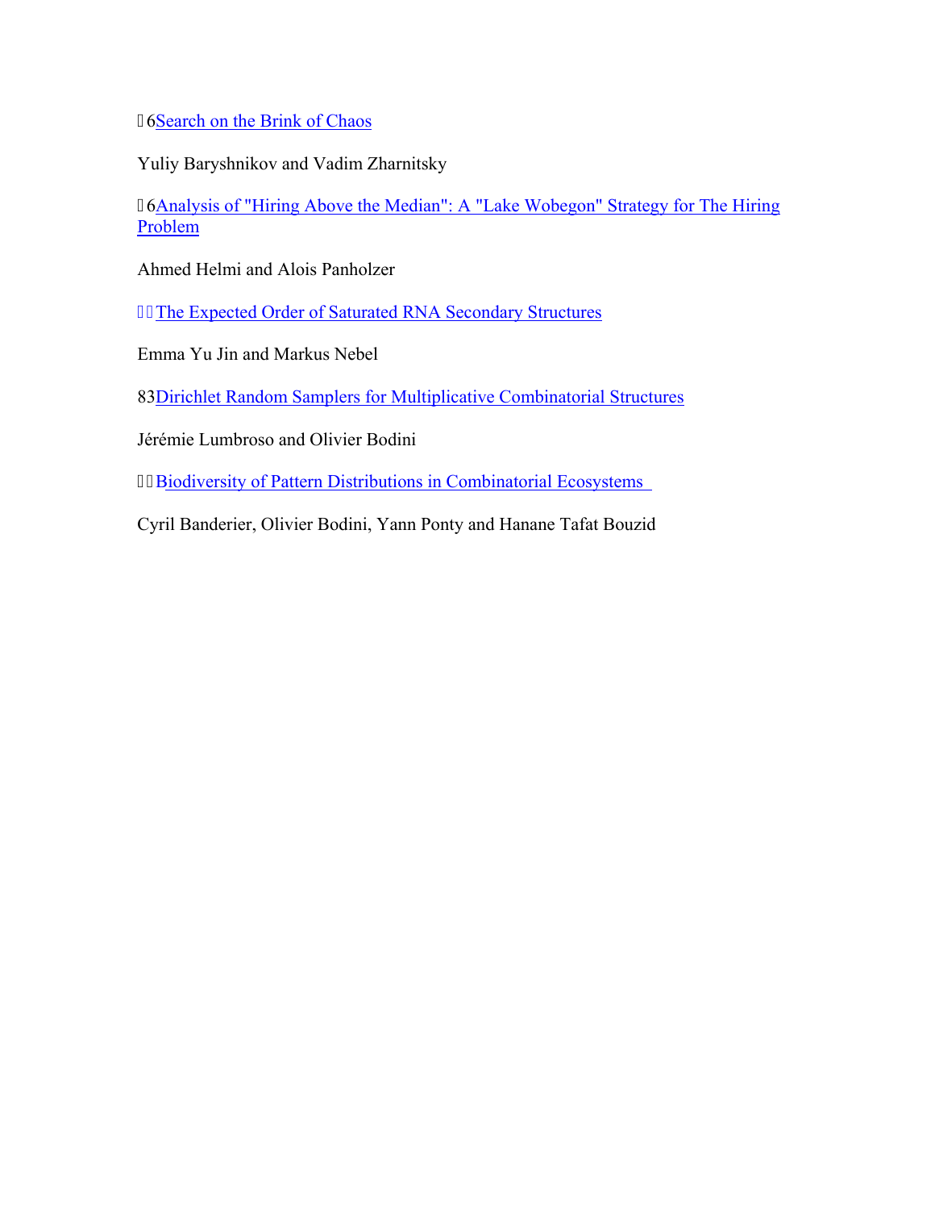6Search on the Brink of Chaos

Yuliy Baryshnikov and Vadim Zharnitsky

6Analysis of "Hiring Above the Median": A "Lake Wobegon" Strategy for The Hiring Problem

Ahmed Helmi and Alois Panholzer

The Expected Order of Saturated RNA Secondary Structures

Emma Yu Jin and Markus Nebel

83Dirichlet Random Samplers for Multiplicative Combinatorial Structures

Jérémie Lumbroso and Olivier Bodini

Biodiversity of Pattern Distributions in Combinatorial Ecosystems

Cyril Banderier, Olivier Bodini, Yann Ponty and Hanane Tafat Bouzid